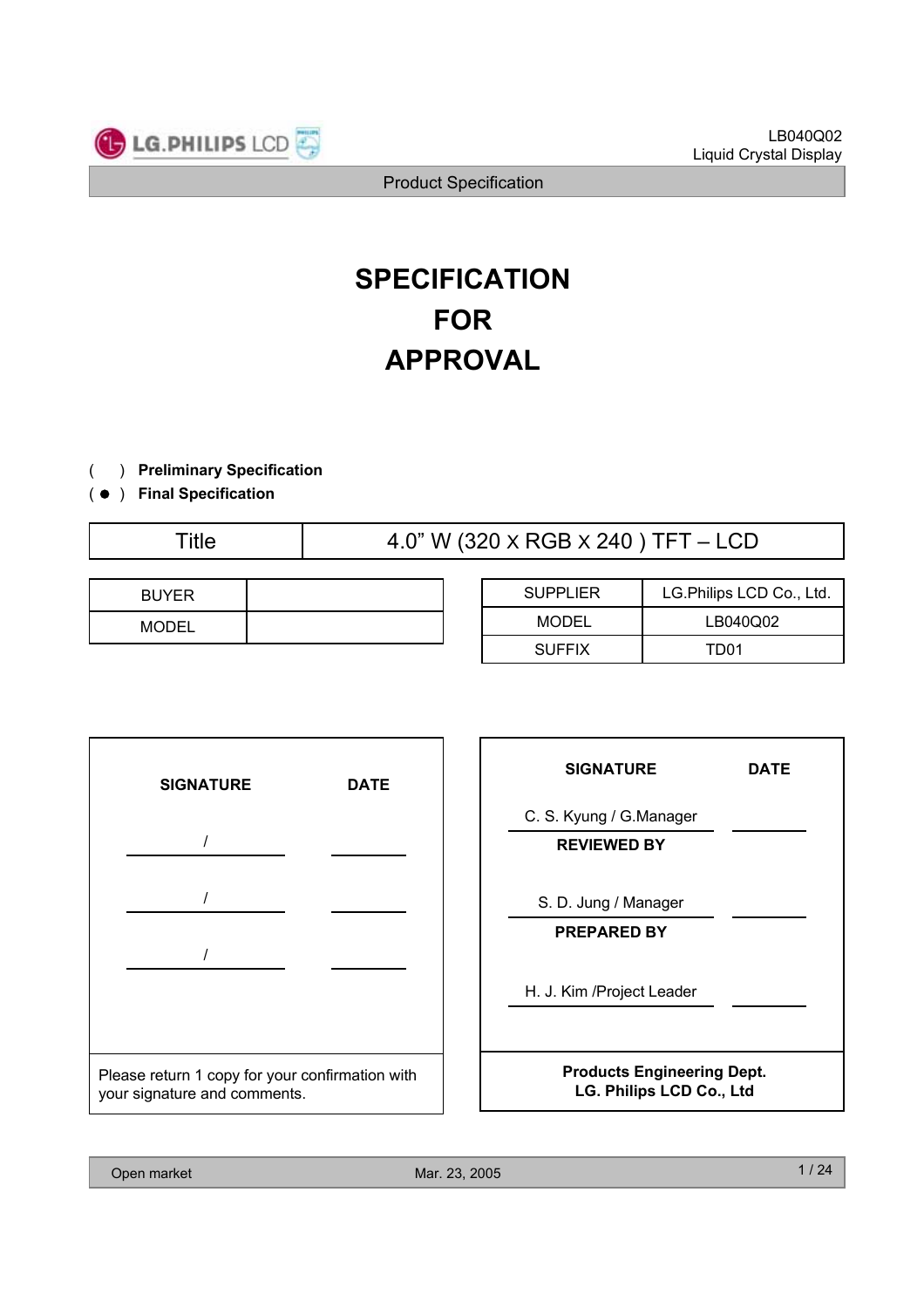LB040Q02
Liquid Crystal Display

Product Specification

# SPECIFICATION
# FOR
# APPROVAL

(   ) **Preliminary Specification**
( ● ) **Final Specification**

| Title | 4.0" W (320 X RGB X 240 ) TFT – LCD |
|---|---|

| BUYER | |
|---|---|
| MODEL | |

| SUPPLIER | LG.Philips LCD Co., Ltd. |
|---|---|
| MODEL | LB040Q02 |
| SUFFIX | TD01 |

| SIGNATURE | DATE |
|---|---|
| / | |
| / | |
| / | |

Please return 1 copy for your confirmation with your signature and comments.

| SIGNATURE | DATE |
|---|---|
| C. S. Kyung / G.Manager | |
| **REVIEWED BY** | |
| S. D. Jung / Manager | |
| **PREPARED BY** | |
| H. J. Kim /Project Leader | |

**Products Engineering Dept.**
**LG. Philips LCD Co., Ltd**

Open market    Mar. 23, 2005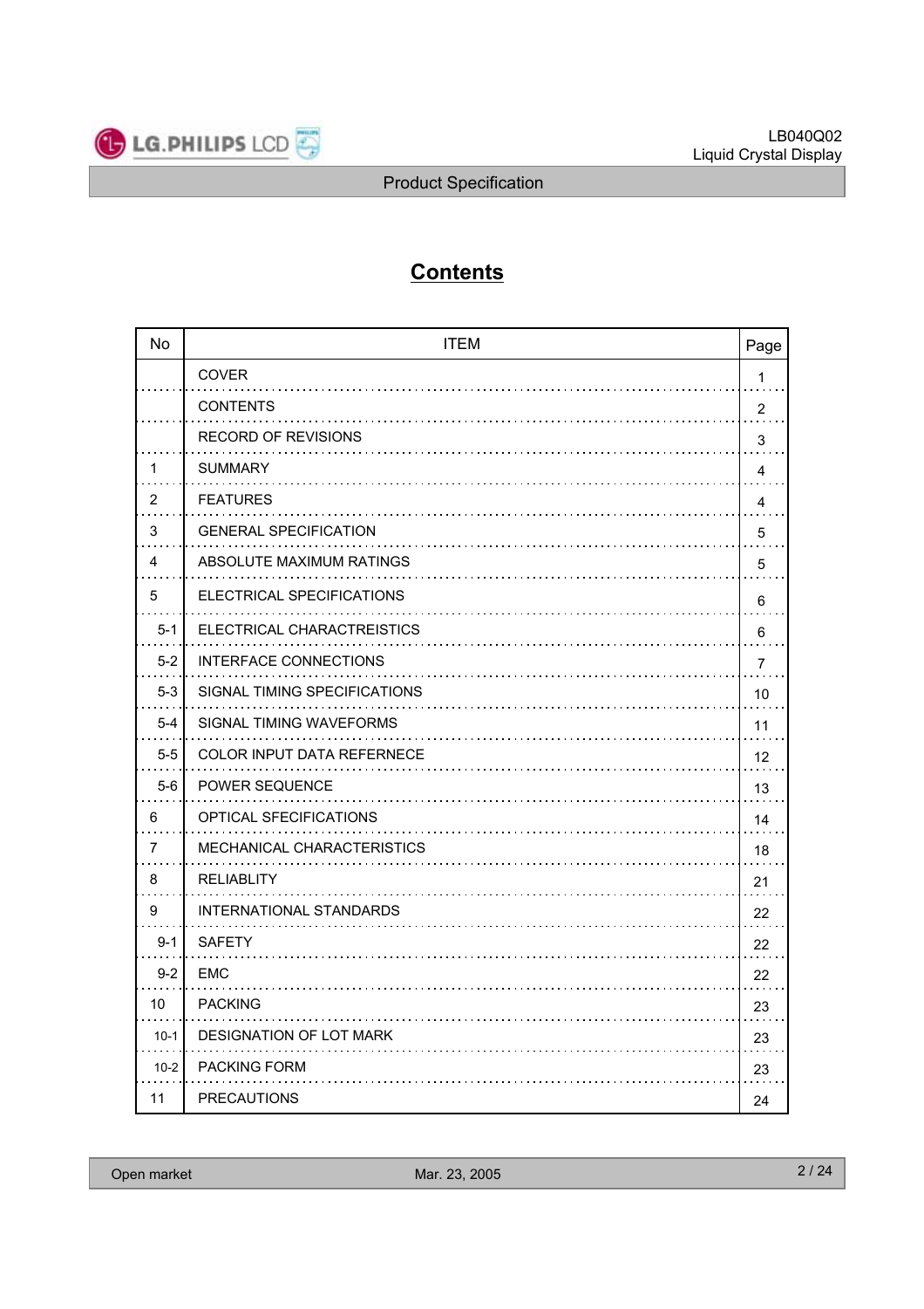# Contents

| No | ITEM | Page |
|---|---|---|
| | COVER | 1 |
| | CONTENTS | 2 |
| | RECORD OF REVISIONS | 3 |
| 1 | SUMMARY | 4 |
| 2 | FEATURES | 4 |
| 3 | GENERAL SPECIFICATION | 5 |
| 4 | ABSOLUTE MAXIMUM RATINGS | 5 |
| 5 | ELECTRICAL SPECIFICATIONS | 6 |
| 5-1 | ELECTRICAL CHARACTREISTICS | 6 |
| 5-2 | INTERFACE CONNECTIONS | 7 |
| 5-3 | SIGNAL TIMING SPECIFICATIONS | 10 |
| 5-4 | SIGNAL TIMING WAVEFORMS | 11 |
| 5-5 | COLOR INPUT DATA REFERNECE | 12 |
| 5-6 | POWER SEQUENCE | 13 |
| 6 | OPTICAL SFECIFICATIONS | 14 |
| 7 | MECHANICAL CHARACTERISTICS | 18 |
| 8 | RELIABLITY | 21 |
| 9 | INTERNATIONAL STANDARDS | 22 |
| 9-1 | SAFETY | 22 |
| 9-2 | EMC | 22 |
| 10 | PACKING | 23 |
| 10-1 | DESIGNATION OF LOT MARK | 23 |
| 10-2 | PACKING FORM | 23 |
| 11 | PRECAUTIONS | 24 |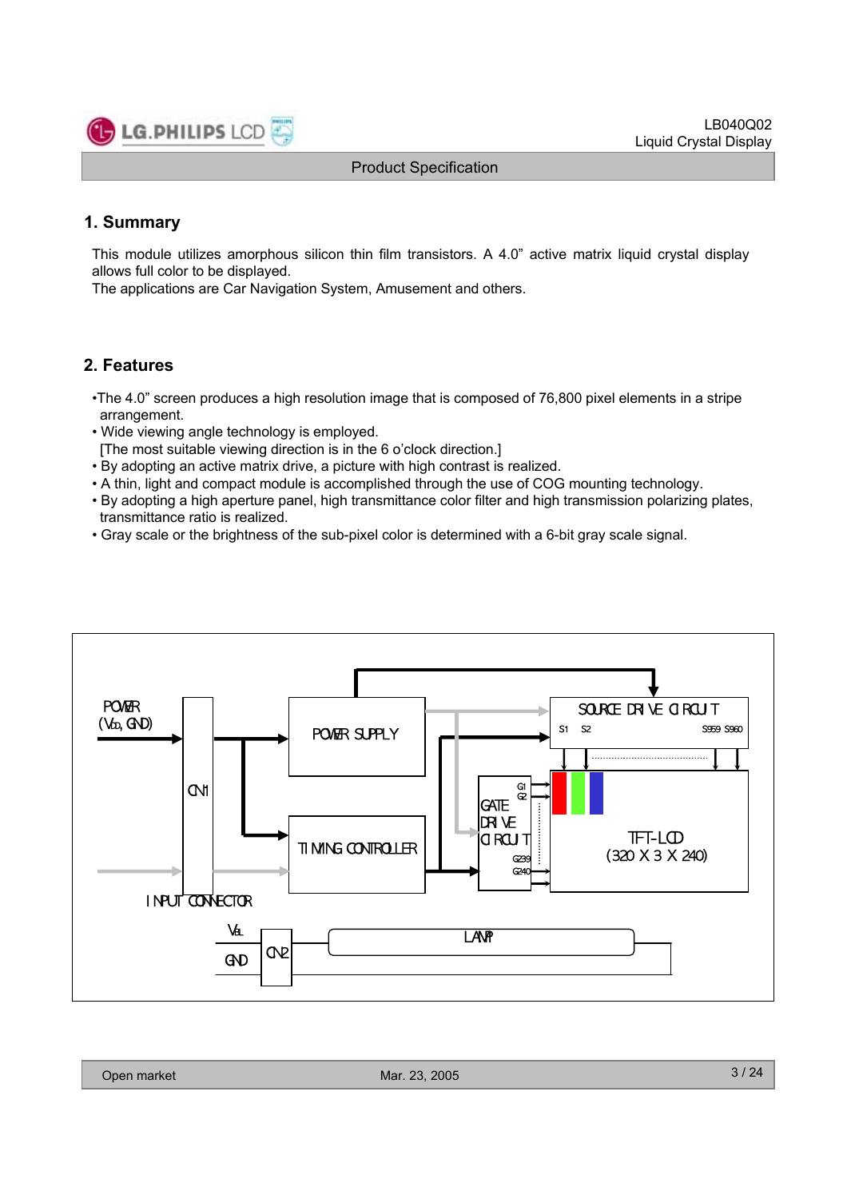## 1. Summary

This module utilizes amorphous silicon thin film transistors. A 4.0" active matrix liquid crystal display allows full color to be displayed.
The applications are Car Navigation System, Amusement and others.

## 2. Features

- The 4.0" screen produces a high resolution image that is composed of 76,800 pixel elements in a stripe arrangement.
- Wide viewing angle technology is employed.
  [The most suitable viewing direction is in the 6 o'clock direction.]
- By adopting an active matrix drive, a picture with high contrast is realized.
- A thin, light and compact module is accomplished through the use of COG mounting technology.
- By adopting a high aperture panel, high transmittance color filter and high transmission polarizing plates, transmittance ratio is realized.
- Gray scale or the brightness of the sub-pixel color is determined with a 6-bit gray scale signal.

POWER ($V_{DD}$, GND)

CN1

INPUT CONNECTOR

POWER SUPPLY

TIMING CONTROLLER

SOURCE DRIVE CIRCUIT

S1 S2 S959 S960

GATE DRIVE CIRCUIT

G1 G2 G239 G240

TFT-LCD (320 X 3 X 240)

$V_{BL}$

GND

CN2

LAMP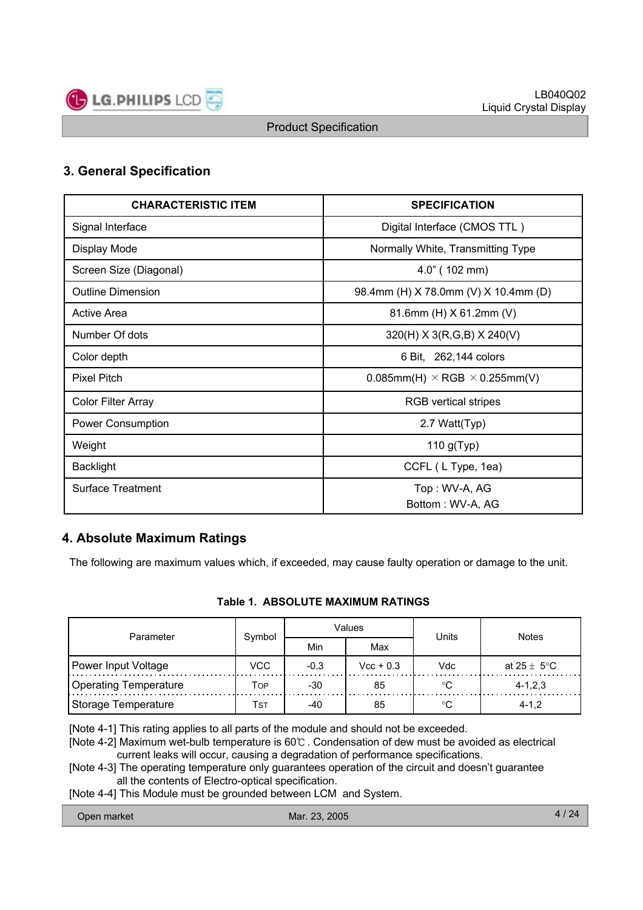## 3. General Specification

| CHARACTERISTIC ITEM | SPECIFICATION |
|---|---|
| Signal Interface | Digital Interface (CMOS TTL ) |
| Display Mode | Normally White, Transmitting Type |
| Screen Size (Diagonal) | 4.0" ( 102 mm) |
| Outline Dimension | 98.4mm (H) X 78.0mm (V) X 10.4mm (D) |
| Active Area | 81.6mm (H) X 61.2mm (V) |
| Number Of dots | 320(H) X 3(R,G,B) X 240(V) |
| Color depth | 6 Bit, 262,144 colors |
| Pixel Pitch | 0.085mm(H) × RGB × 0.255mm(V) |
| Color Filter Array | RGB vertical stripes |
| Power Consumption | 2.7 Watt(Typ) |
| Weight | 110 g(Typ) |
| Backlight | CCFL ( L Type, 1ea) |
| Surface Treatment | Top : WV-A, AG<br>Bottom : WV-A, AG |

## 4. Absolute Maximum Ratings

The following are maximum values which, if exceeded, may cause faulty operation or damage to the unit.

**Table 1. ABSOLUTE MAXIMUM RATINGS**

| Parameter | Symbol | Values | | Units | Notes |
|---|---|---|---|---|---|
| | | Min | Max | | |
| Power Input Voltage | VCC | -0.3 | Vcc + 0.3 | Vdc | at 25 ± 5°C |
| Operating Temperature | $T_{OP}$ | -30 | 85 | °C | 4-1,2,3 |
| Storage Temperature | $T_{ST}$ | -40 | 85 | °C | 4-1,2 |

[Note 4-1] This rating applies to all parts of the module and should not be exceeded.
[Note 4-2] Maximum wet-bulb temperature is 60℃ . Condensation of dew must be avoided as electrical current leaks will occur, causing a degradation of performance specifications.
[Note 4-3] The operating temperature only guarantees operation of the circuit and doesn't guarantee all the contents of Electro-optical specification.
[Note 4-4] This Module must be grounded between LCM and System.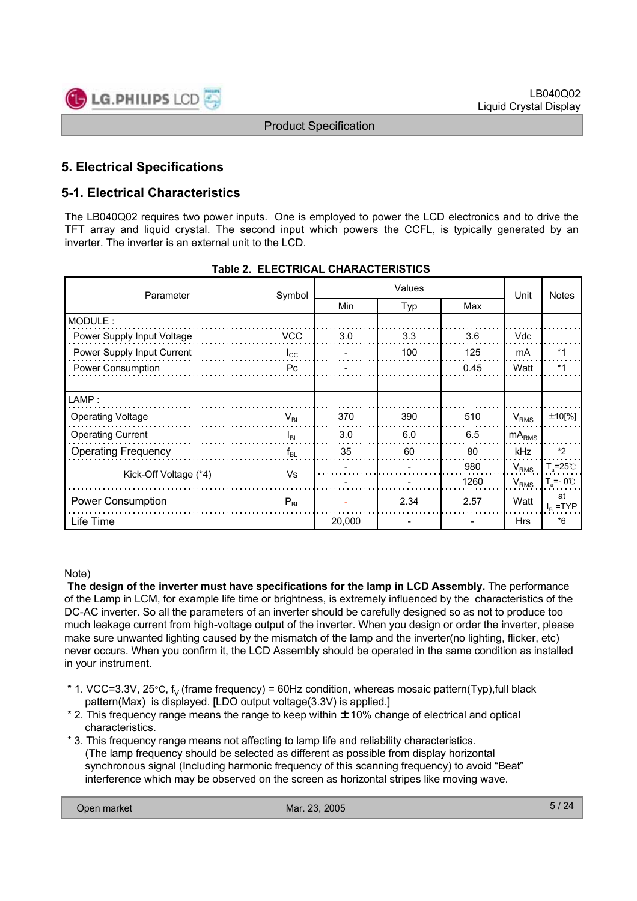# 5. Electrical Specifications

## 5-1. Electrical Characteristics

The LB040Q02 requires two power inputs. One is employed to power the LCD electronics and to drive the TFT array and liquid crystal. The second input which powers the CCFL, is typically generated by an inverter. The inverter is an external unit to the LCD.

**Table 2. ELECTRICAL CHARACTERISTICS**

| Parameter | Symbol | Values | | | Unit | Notes |
|---|---|---|---|---|---|---|
| | | Min | Typ | Max | | |
| MODULE : | | | | | | |
| Power Supply Input Voltage | VCC | 3.0 | 3.3 | 3.6 | Vdc | |
| Power Supply Input Current | $I_{CC}$ | - | 100 | 125 | mA | *1 |
| Power Consumption | Pc | - | | 0.45 | Watt | *1 |
| LAMP : | | | | | | |
| Operating Voltage | $V_{BL}$ | 370 | 390 | 510 | $V_{RMS}$ | ±10[%] |
| Operating Current | $I_{BL}$ | 3.0 | 6.0 | 6.5 | $mA_{RMS}$ | |
| Operating Frequency | $f_{BL}$ | 35 | 60 | 80 | kHz | *2 |
| Kick-Off Voltage (*4) | Vs | - | - | 980 | $V_{RMS}$ | $T_a$=25℃ |
| | | - | - | 1260 | $V_{RMS}$ | $T_a$=- 0℃ |
| Power Consumption | $P_{BL}$ | - | 2.34 | 2.57 | Watt | at $I_{BL}$=TYP |
| Life Time | | 20,000 | - | - | Hrs | *6 |

Note)

**The design of the inverter must have specifications for the lamp in LCD Assembly.** The performance of the Lamp in LCM, for example life time or brightness, is extremely influenced by the characteristics of the DC-AC inverter. So all the parameters of an inverter should be carefully designed so as not to produce too much leakage current from high-voltage output of the inverter. When you design or order the inverter, please make sure unwanted lighting caused by the mismatch of the lamp and the inverter(no lighting, flicker, etc) never occurs. When you confirm it, the LCD Assembly should be operated in the same condition as installed in your instrument.

* 1. VCC=3.3V, 25°C, $f_V$ (frame frequency) = 60Hz condition, whereas mosaic pattern(Typ),full black pattern(Max) is displayed. [LDO output voltage(3.3V) is applied.]
* 2. This frequency range means the range to keep within ±10% change of electrical and optical characteristics.
* 3. This frequency range means not affecting to lamp life and reliability characteristics. (The lamp frequency should be selected as different as possible from display horizontal synchronous signal (Including harmonic frequency of this scanning frequency) to avoid "Beat" interference which may be observed on the screen as horizontal stripes like moving wave.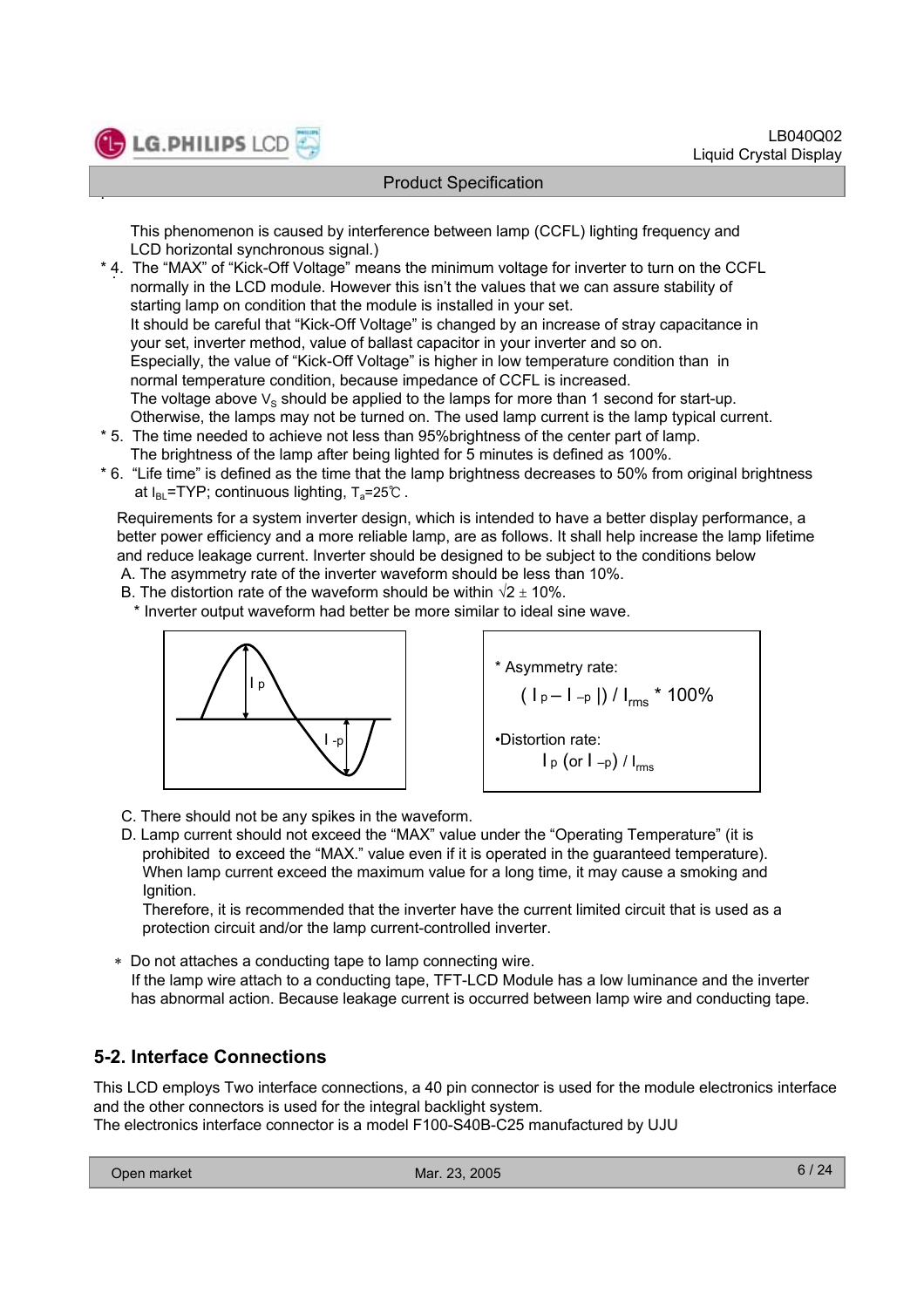This phenomenon is caused by interference between lamp (CCFL) lighting frequency and LCD horizontal synchronous signal.)

* 4. The "MAX" of "Kick-Off Voltage" means the minimum voltage for inverter to turn on the CCFL normally in the LCD module. However this isn't the values that we can assure stability of starting lamp on condition that the module is installed in your set.
  It should be careful that "Kick-Off Voltage" is changed by an increase of stray capacitance in your set, inverter method, value of ballast capacitor in your inverter and so on.
  Especially, the value of "Kick-Off Voltage" is higher in low temperature condition than in normal temperature condition, because impedance of CCFL is increased.
  The voltage above $V_S$ should be applied to the lamps for more than 1 second for start-up. Otherwise, the lamps may not be turned on. The used lamp current is the lamp typical current.
* 5. The time needed to achieve not less than 95%brightness of the center part of lamp. The brightness of the lamp after being lighted for 5 minutes is defined as 100%.
* 6. "Life time" is defined as the time that the lamp brightness decreases to 50% from original brightness at $I_{BL}$=TYP; continuous lighting, $T_a$=25℃ .

Requirements for a system inverter design, which is intended to have a better display performance, a better power efficiency and a more reliable lamp, are as follows. It shall help increase the lamp lifetime and reduce leakage current. Inverter should be designed to be subject to the conditions below

A. The asymmetry rate of the inverter waveform should be less than 10%.
B. The distortion rate of the waveform should be within $\sqrt{2} \pm 10\%$.
   * Inverter output waveform had better be more similar to ideal sine wave.

* Asymmetry rate:
  $$(\,I_p - I_{-p}\,|) / I_{rms} * 100\%$$
• Distortion rate:
  $$I_p \text{ (or } I_{-p}) / I_{rms}$$

C. There should not be any spikes in the waveform.
D. Lamp current should not exceed the "MAX" value under the "Operating Temperature" (it is prohibited to exceed the "MAX." value even if it is operated in the guaranteed temperature). When lamp current exceed the maximum value for a long time, it may cause a smoking and Ignition.
   Therefore, it is recommended that the inverter have the current limited circuit that is used as a protection circuit and/or the lamp current-controlled inverter.

* Do not attaches a conducting tape to lamp connecting wire.
  If the lamp wire attach to a conducting tape, TFT-LCD Module has a low luminance and the inverter has abnormal action. Because leakage current is occurred between lamp wire and conducting tape.

## 5-2. Interface Connections

This LCD employs Two interface connections, a 40 pin connector is used for the module electronics interface and the other connectors is used for the integral backlight system.
The electronics interface connector is a model F100-S40B-C25 manufactured by UJU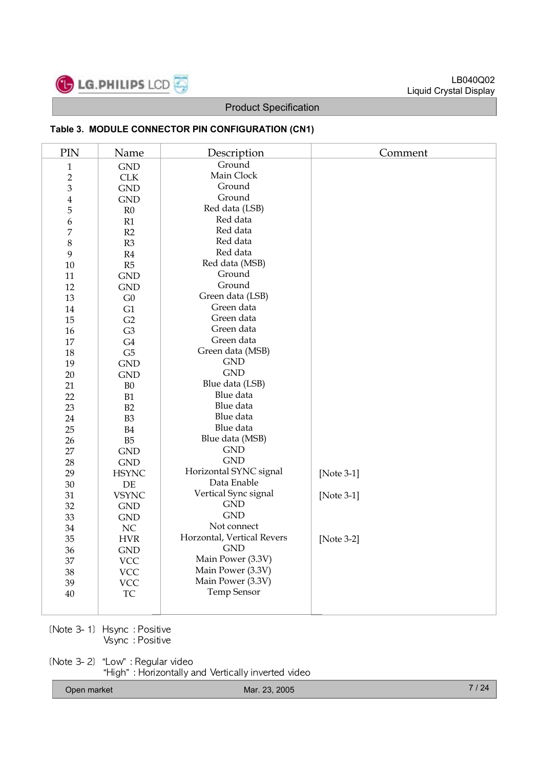**Table 3. MODULE CONNECTOR PIN CONFIGURATION (CN1)**

| PIN | Name | Description | Comment |
|---|---|---|---|
| 1 | GND | Ground | |
| 2 | CLK | Main Clock | |
| 3 | GND | Ground | |
| 4 | GND | Ground | |
| 5 | R0 | Red data (LSB) | |
| 6 | R1 | Red data | |
| 7 | R2 | Red data | |
| 8 | R3 | Red data | |
| 9 | R4 | Red data | |
| 10 | R5 | Red data (MSB) | |
| 11 | GND | Ground | |
| 12 | GND | Ground | |
| 13 | G0 | Green data (LSB) | |
| 14 | G1 | Green data | |
| 15 | G2 | Green data | |
| 16 | G3 | Green data | |
| 17 | G4 | Green data | |
| 18 | G5 | Green data (MSB) | |
| 19 | GND | GND | |
| 20 | GND | GND | |
| 21 | B0 | Blue data (LSB) | |
| 22 | B1 | Blue data | |
| 23 | B2 | Blue data | |
| 24 | B3 | Blue data | |
| 25 | B4 | Blue data | |
| 26 | B5 | Blue data (MSB) | |
| 27 | GND | GND | |
| 28 | GND | GND | |
| 29 | HSYNC | Horizontal SYNC signal | [Note 3-1] |
| 30 | DE | Data Enable | |
| 31 | VSYNC | Vertical Sync signal | [Note 3-1] |
| 32 | GND | GND | |
| 33 | GND | GND | |
| 34 | NC | Not connect | |
| 35 | HVR | Horzontal, Vertical Revers | [Note 3-2] |
| 36 | GND | GND | |
| 37 | VCC | Main Power (3.3V) | |
| 38 | VCC | Main Power (3.3V) | |
| 39 | VCC | Main Power (3.3V) | |
| 40 | TC | Temp Sensor | |

〔Note 3- 1〕 Hsync : Positive
Vsync : Positive

〔Note 3- 2〕 "Low" : Regular video
"High" : Horizontally and Vertically inverted video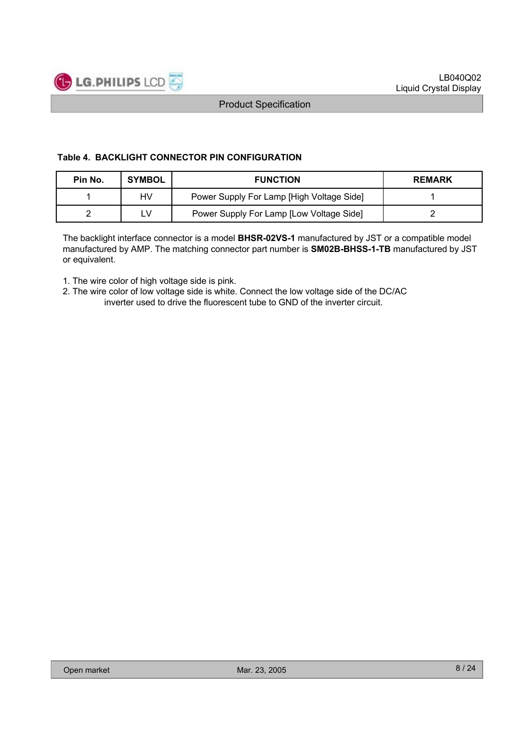### Table 4. BACKLIGHT CONNECTOR PIN CONFIGURATION

| Pin No. | SYMBOL | FUNCTION | REMARK |
|---|---|---|---|
| 1 | HV | Power Supply For Lamp [High Voltage Side] | 1 |
| 2 | LV | Power Supply For Lamp [Low Voltage Side] | 2 |

The backlight interface connector is a model **BHSR-02VS-1** manufactured by JST or a compatible model manufactured by AMP. The matching connector part number is **SM02B-BHSS-1-TB** manufactured by JST or equivalent.

1. The wire color of high voltage side is pink.
2. The wire color of low voltage side is white. Connect the low voltage side of the DC/AC inverter used to drive the fluorescent tube to GND of the inverter circuit.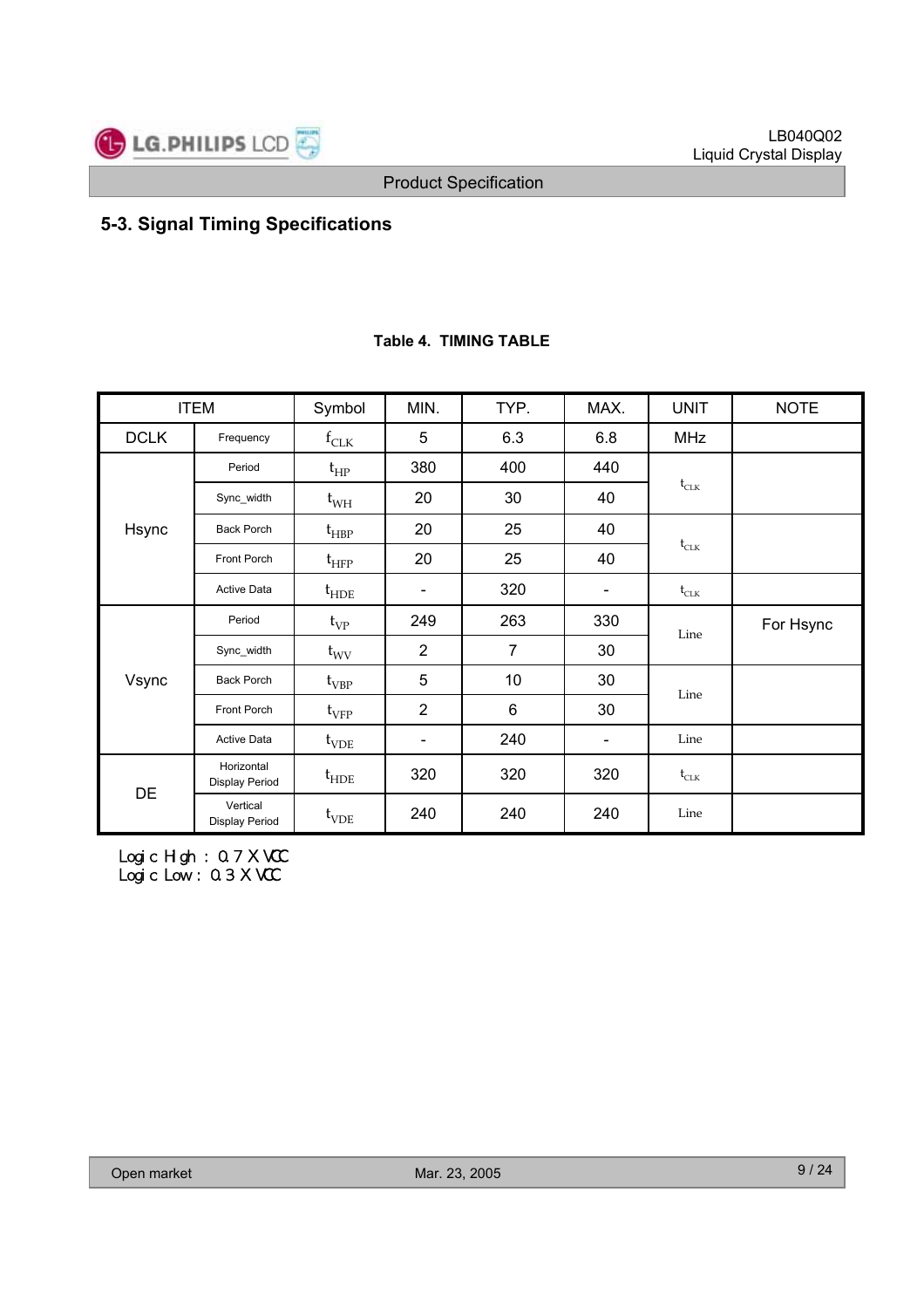## 5-3. Signal Timing Specifications

**Table 4. TIMING TABLE**

| ITEM | | Symbol | MIN. | TYP. | MAX. | UNIT | NOTE |
|---|---|---|---|---|---|---|---|
| DCLK | Frequency | $f_{CLK}$ | 5 | 6.3 | 6.8 | MHz | |
| Hsync | Period | $t_{HP}$ | 380 | 400 | 440 | $t_{CLK}$ | |
| | Sync_width | $t_{WH}$ | 20 | 30 | 40 | | |
| | Back Porch | $t_{HBP}$ | 20 | 25 | 40 | $t_{CLK}$ | |
| | Front Porch | $t_{HFP}$ | 20 | 25 | 40 | | |
| | Active Data | $t_{HDE}$ | - | 320 | - | $t_{CLK}$ | |
| Vsync | Period | $t_{VP}$ | 249 | 263 | 330 | Line | For Hsync |
| | Sync_width | $t_{WV}$ | 2 | 7 | 30 | | |
| | Back Porch | $t_{VBP}$ | 5 | 10 | 30 | Line | |
| | Front Porch | $t_{VFP}$ | 2 | 6 | 30 | | |
| | Active Data | $t_{VDE}$ | - | 240 | - | Line | |
| DE | Horizontal Display Period | $t_{HDE}$ | 320 | 320 | 320 | $t_{CLK}$ | |
| | Vertical Display Period | $t_{VDE}$ | 240 | 240 | 240 | Line | |

Logic High : 0.7 X VCC
Logic Low : 0.3 X VCC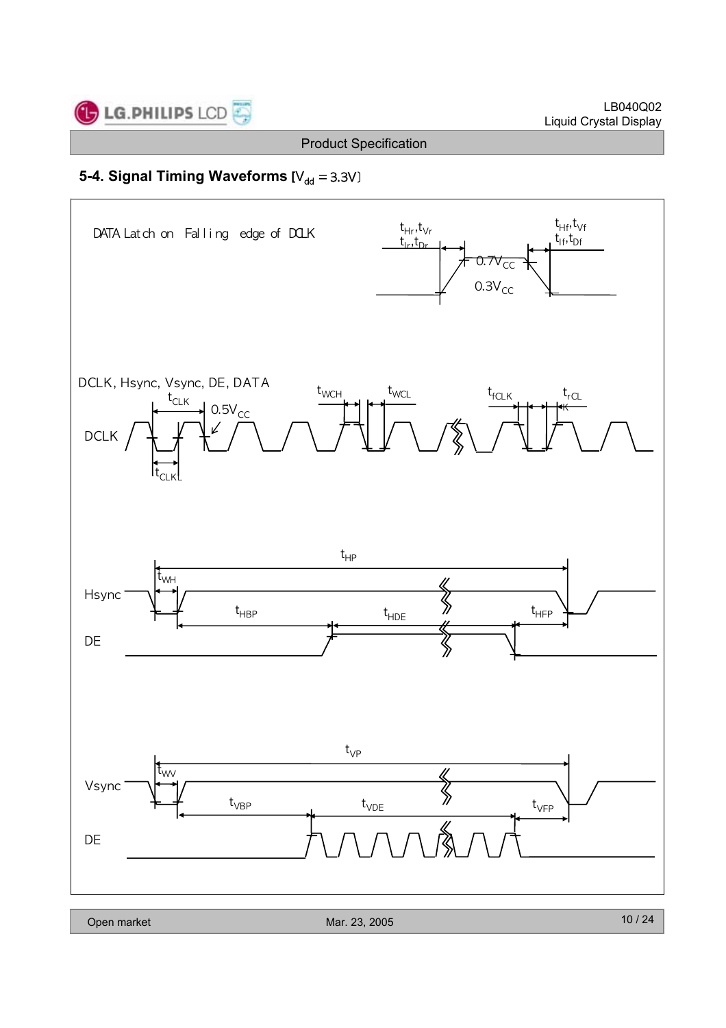## 5-4. Signal Timing Waveforms [$V_{dd}$ = 3.3V]

DATA Latch on Falling edge of DCLK

$t_{Hr}, t_{Vr}$
$t_{Ir}, t_{Dr}$

$t_{Hf}, t_{Vf}$
$t_{If}, t_{Df}$

$0.7V_{CC}$

$0.3V_{CC}$

DCLK, Hsync, Vsync, DE, DATA

$t_{CLK}$

$0.5V_{CC}$

$t_{WCH}$

$t_{WCL}$

$t_{fCLK}$

$t_{rCLK}$

DCLK

$t_{CLK}$

$t_{HP}$

$t_{WH}$

Hsync

$t_{HBP}$

$t_{HDE}$

$t_{HFP}$

DE

$t_{VP}$

$t_{WV}$

Vsync

$t_{VBP}$

$t_{VDE}$

$t_{VFP}$

DE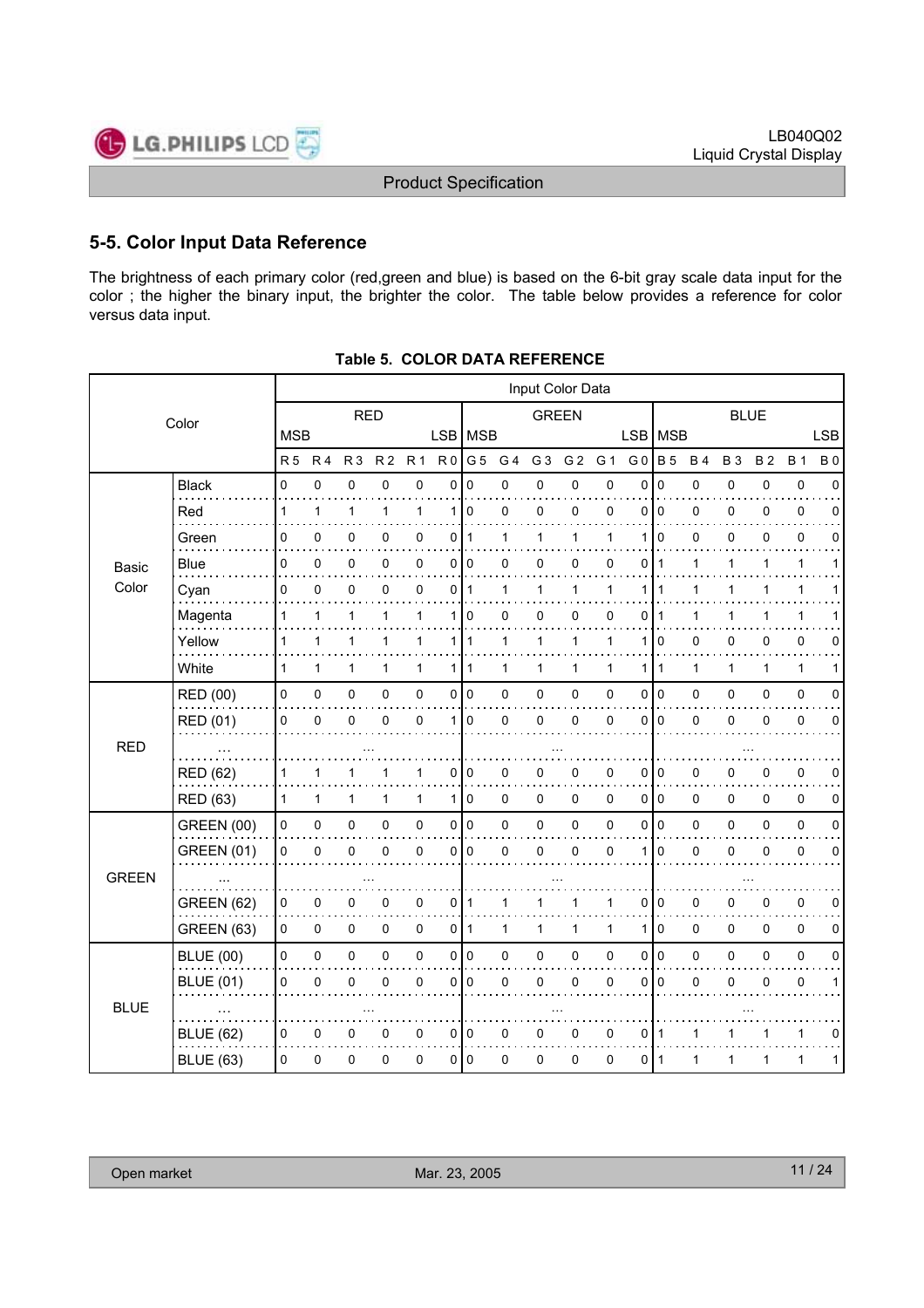## 5-5. Color Input Data Reference

The brightness of each primary color (red,green and blue) is based on the 6-bit gray scale data input for the color ; the higher the binary input, the brighter the color. The table below provides a reference for color versus data input.

**Table 5. COLOR DATA REFERENCE**

| Color | | Input Color Data | | | | | | | | | | | | | | | | | |
|---|---|---|---|---|---|---|---|---|---|---|---|---|---|---|---|---|---|---|---|
| | | RED | | | | | | GREEN | | | | | | BLUE | | | | | |
| | | MSB | | | | | LSB | MSB | | | | | LSB | MSB | | | | | LSB |
| | | R5 | R4 | R3 | R2 | R1 | R0 | G5 | G4 | G3 | G2 | G1 | G0 | B5 | B4 | B3 | B2 | B1 | B0 |
| Basic Color | Black | 0 | 0 | 0 | 0 | 0 | 0 | 0 | 0 | 0 | 0 | 0 | 0 | 0 | 0 | 0 | 0 | 0 | 0 |
| | Red | 1 | 1 | 1 | 1 | 1 | 1 | 0 | 0 | 0 | 0 | 0 | 0 | 0 | 0 | 0 | 0 | 0 | 0 |
| | Green | 0 | 0 | 0 | 0 | 0 | 0 | 1 | 1 | 1 | 1 | 1 | 1 | 0 | 0 | 0 | 0 | 0 | 0 |
| | Blue | 0 | 0 | 0 | 0 | 0 | 0 | 0 | 0 | 0 | 0 | 0 | 0 | 1 | 1 | 1 | 1 | 1 | 1 |
| | Cyan | 0 | 0 | 0 | 0 | 0 | 0 | 1 | 1 | 1 | 1 | 1 | 1 | 1 | 1 | 1 | 1 | 1 | 1 |
| | Magenta | 1 | 1 | 1 | 1 | 1 | 1 | 0 | 0 | 0 | 0 | 0 | 0 | 1 | 1 | 1 | 1 | 1 | 1 |
| | Yellow | 1 | 1 | 1 | 1 | 1 | 1 | 1 | 1 | 1 | 1 | 1 | 1 | 0 | 0 | 0 | 0 | 0 | 0 |
| | White | 1 | 1 | 1 | 1 | 1 | 1 | 1 | 1 | 1 | 1 | 1 | 1 | 1 | 1 | 1 | 1 | 1 | 1 |
| RED | RED (00) | 0 | 0 | 0 | 0 | 0 | 0 | 0 | 0 | 0 | 0 | 0 | 0 | 0 | 0 | 0 | 0 | 0 | 0 |
| | RED (01) | 0 | 0 | 0 | 0 | 0 | 1 | 0 | 0 | 0 | 0 | 0 | 0 | 0 | 0 | 0 | 0 | 0 | 0 |
| | ... | ... | | | | | | ... | | | | | | ... | | | | | |
| | RED (62) | 1 | 1 | 1 | 1 | 1 | 0 | 0 | 0 | 0 | 0 | 0 | 0 | 0 | 0 | 0 | 0 | 0 | 0 |
| | RED (63) | 1 | 1 | 1 | 1 | 1 | 1 | 0 | 0 | 0 | 0 | 0 | 0 | 0 | 0 | 0 | 0 | 0 | 0 |
| GREEN | GREEN (00) | 0 | 0 | 0 | 0 | 0 | 0 | 0 | 0 | 0 | 0 | 0 | 0 | 0 | 0 | 0 | 0 | 0 | 0 |
| | GREEN (01) | 0 | 0 | 0 | 0 | 0 | 0 | 0 | 0 | 0 | 0 | 0 | 1 | 0 | 0 | 0 | 0 | 0 | 0 |
| | ... | ... | | | | | | ... | | | | | | ... | | | | | |
| | GREEN (62) | 0 | 0 | 0 | 0 | 0 | 0 | 1 | 1 | 1 | 1 | 1 | 0 | 0 | 0 | 0 | 0 | 0 | 0 |
| | GREEN (63) | 0 | 0 | 0 | 0 | 0 | 0 | 1 | 1 | 1 | 1 | 1 | 1 | 0 | 0 | 0 | 0 | 0 | 0 |
| BLUE | BLUE (00) | 0 | 0 | 0 | 0 | 0 | 0 | 0 | 0 | 0 | 0 | 0 | 0 | 0 | 0 | 0 | 0 | 0 | 0 |
| | BLUE (01) | 0 | 0 | 0 | 0 | 0 | 0 | 0 | 0 | 0 | 0 | 0 | 0 | 0 | 0 | 0 | 0 | 0 | 1 |
| | ... | ... | | | | | | ... | | | | | | ... | | | | | |
| | BLUE (62) | 0 | 0 | 0 | 0 | 0 | 0 | 0 | 0 | 0 | 0 | 0 | 0 | 1 | 1 | 1 | 1 | 1 | 0 |
| | BLUE (63) | 0 | 0 | 0 | 0 | 0 | 0 | 0 | 0 | 0 | 0 | 0 | 0 | 1 | 1 | 1 | 1 | 1 | 1 |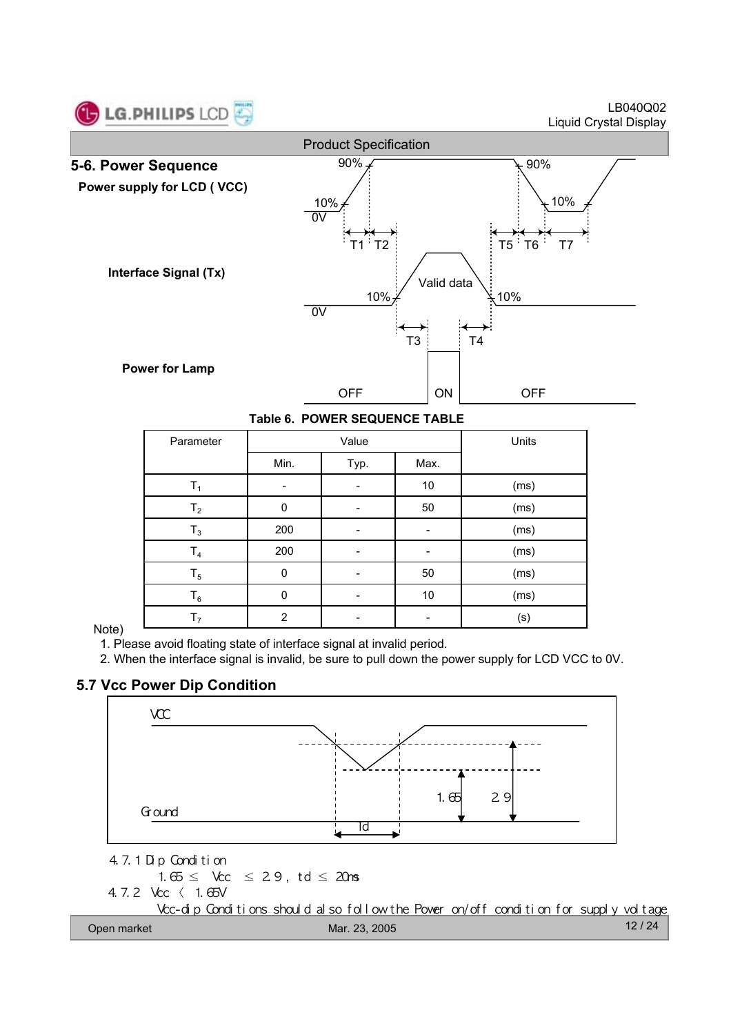## 5-6. Power Sequence

**Power supply for LCD ( VCC)**

**Interface Signal (Tx)**

**Power for Lamp**

**Table 6. POWER SEQUENCE TABLE**

| Parameter | Value | | | Units |
|---|---|---|---|---|
| | Min. | Typ. | Max. | |
| $T_1$ | - | - | 10 | (ms) |
| $T_2$ | 0 | - | 50 | (ms) |
| $T_3$ | 200 | - | - | (ms) |
| $T_4$ | 200 | - | - | (ms) |
| $T_5$ | 0 | - | 50 | (ms) |
| $T_6$ | 0 | - | 10 | (ms) |
| $T_7$ | 2 | - | - | (s) |

Note)

1. Please avoid floating state of interface signal at invalid period.
2. When the interface signal is invalid, be sure to pull down the power supply for LCD VCC to 0V.

## 5.7 Vcc Power Dip Condition

4.7.1 Dip Condition

$1.65 \leq$ Vcc $\leq 2.9$ , td $\leq$ 20ms

4.7.2 Vcc < 1.65V

Vcc-dip Conditions should also follow the Power on/off condition for supply voltage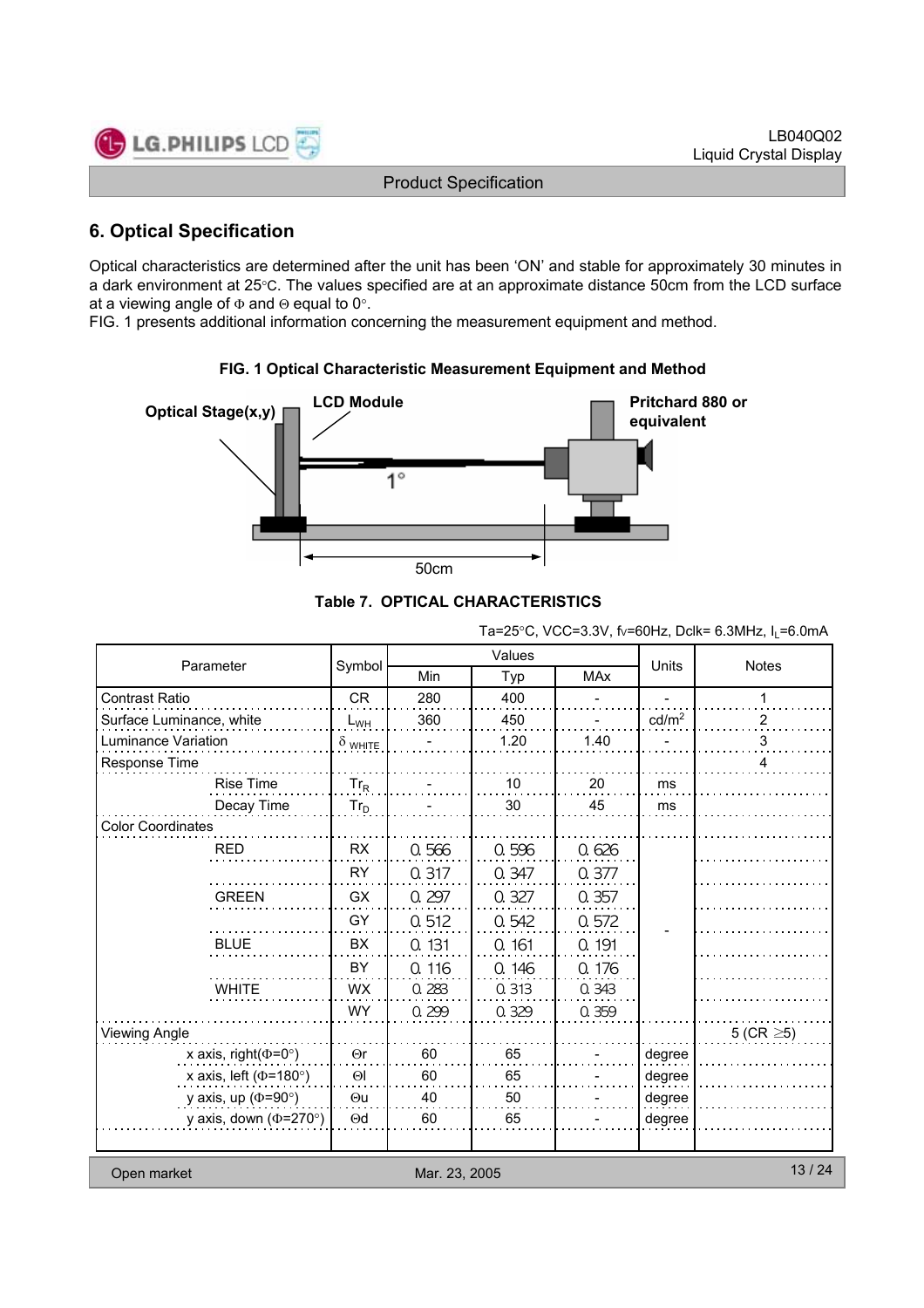## 6. Optical Specification

Optical characteristics are determined after the unit has been 'ON' and stable for approximately 30 minutes in a dark environment at 25°C. The values specified are at an approximate distance 50cm from the LCD surface at a viewing angle of Φ and Θ equal to 0°.

FIG. 1 presents additional information concerning the measurement equipment and method.

**FIG. 1 Optical Characteristic Measurement Equipment and Method**

Optical Stage(x,y) | LCD Module | Pritchard 880 or equivalent | 1° | 50cm

**Table 7. OPTICAL CHARACTERISTICS**

Ta=25°C, VCC=3.3V, fv=60Hz, Dclk= 6.3MHz, $I_L$=6.0mA

| Parameter | | Symbol | Values | | | Units | Notes |
|---|---|---|---|---|---|---|---|
| | | | Min | Typ | MAx | | |
| Contrast Ratio | | CR | 280 | 400 | - | - | 1 |
| Surface Luminance, white | | $L_{WH}$ | 360 | 450 | - | cd/m² | 2 |
| Luminance Variation | | $\delta_{WHITE}$ | - | 1.20 | 1.40 | - | 3 |
| Response Time | | | | | | | 4 |
| | Rise Time | $Tr_R$ | - | 10 | 20 | ms | |
| | Decay Time | $Tr_D$ | - | 30 | 45 | ms | |
| Color Coordinates | | | | | | | |
| | RED | RX | 0.566 | 0.596 | 0.626 | - | |
| | | RY | 0.317 | 0.347 | 0.377 | - | |
| | GREEN | GX | 0.297 | 0.327 | 0.357 | - | |
| | | GY | 0.512 | 0.542 | 0.572 | - | |
| | BLUE | BX | 0.131 | 0.161 | 0.191 | - | |
| | | BY | 0.116 | 0.146 | 0.176 | - | |
| | WHITE | WX | 0.283 | 0.313 | 0.343 | - | |
| | | WY | 0.299 | 0.329 | 0.359 | - | |
| Viewing Angle | | | | | | | 5 (CR ≥5) |
| | x axis, right(Φ=0°) | Θr | 60 | 65 | - | degree | |
| | x axis, left (Φ=180°) | Θl | 60 | 65 | - | degree | |
| | y axis, up (Φ=90°) | Θu | 40 | 50 | - | degree | |
| | y axis, down (Φ=270°) | Θd | 60 | 65 | - | degree | |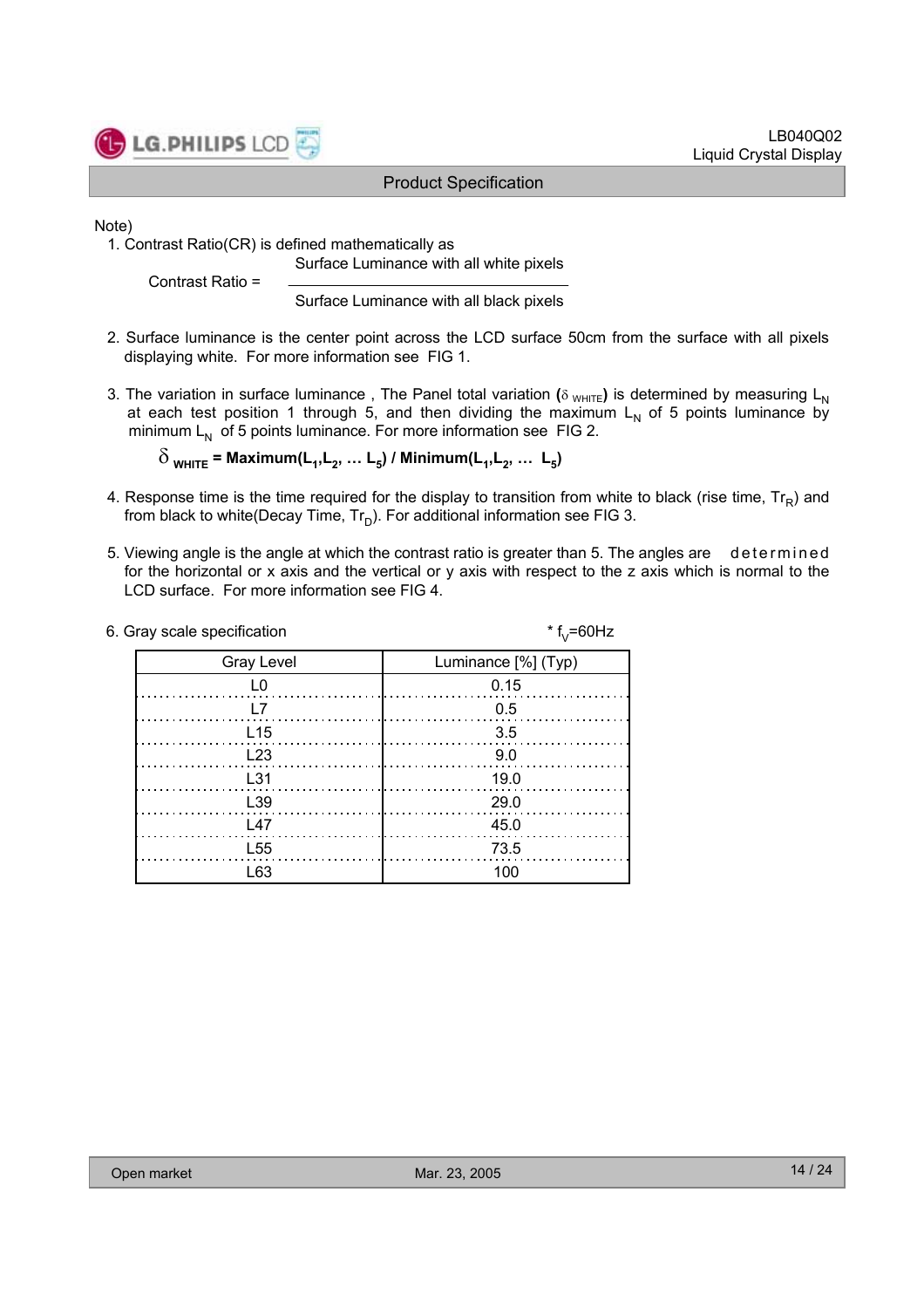Note)

1. Contrast Ratio(CR) is defined mathematically as

$$\text{Contrast Ratio} = \frac{\text{Surface Luminance with all white pixels}}{\text{Surface Luminance with all black pixels}}$$

2. Surface luminance is the center point across the LCD surface 50cm from the surface with all pixels displaying white. For more information see FIG 1.

3. The variation in surface luminance , The Panel total variation ($\delta_{WHITE}$) is determined by measuring $L_N$ at each test position 1 through 5, and then dividing the maximum $L_N$ of 5 points luminance by minimum $L_N$ of 5 points luminance. For more information see FIG 2.

$$\delta_{WHITE} = \text{Maximum}(L_1, L_2, \ldots L_5) / \text{Minimum}(L_1, L_2, \ldots L_5)$$

4. Response time is the time required for the display to transition from white to black (rise time, $Tr_R$) and from black to white(Decay Time, $Tr_D$). For additional information see FIG 3.

5. Viewing angle is the angle at which the contrast ratio is greater than 5. The angles are determined for the horizontal or x axis and the vertical or y axis with respect to the z axis which is normal to the LCD surface. For more information see FIG 4.

6. Gray scale specification

\* $f_V$=60Hz

| Gray Level | Luminance [%] (Typ) |
|---|---|
| L0 | 0.15 |
| L7 | 0.5 |
| L15 | 3.5 |
| L23 | 9.0 |
| L31 | 19.0 |
| L39 | 29.0 |
| L47 | 45.0 |
| L55 | 73.5 |
| L63 | 100 |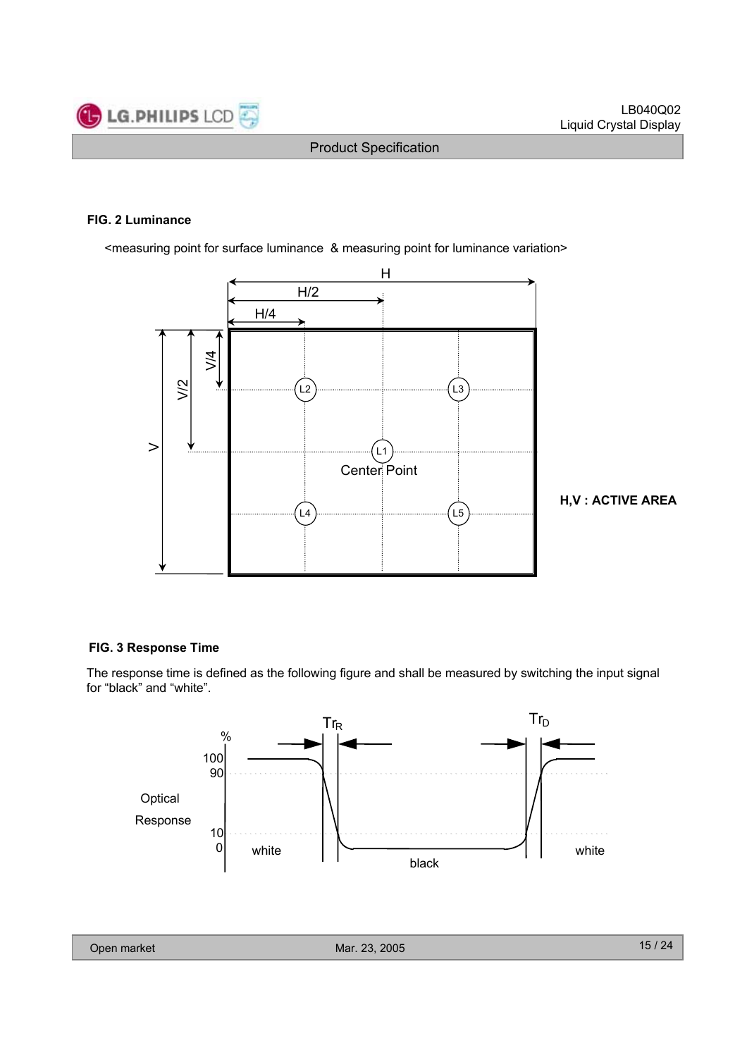**FIG. 2 Luminance**

<measuring point for surface luminance & measuring point for luminance variation>

H
H/2
H/4
V/4
V/2
V
L2 L3
L1
Center Point
L4 L5

**H,V : ACTIVE AREA**

**FIG. 3 Response Time**

The response time is defined as the following figure and shall be measured by switching the input signal for “black” and “white”.

$Tr_R$ $Tr_D$

%
100
90
Optical Response
10
0
white black white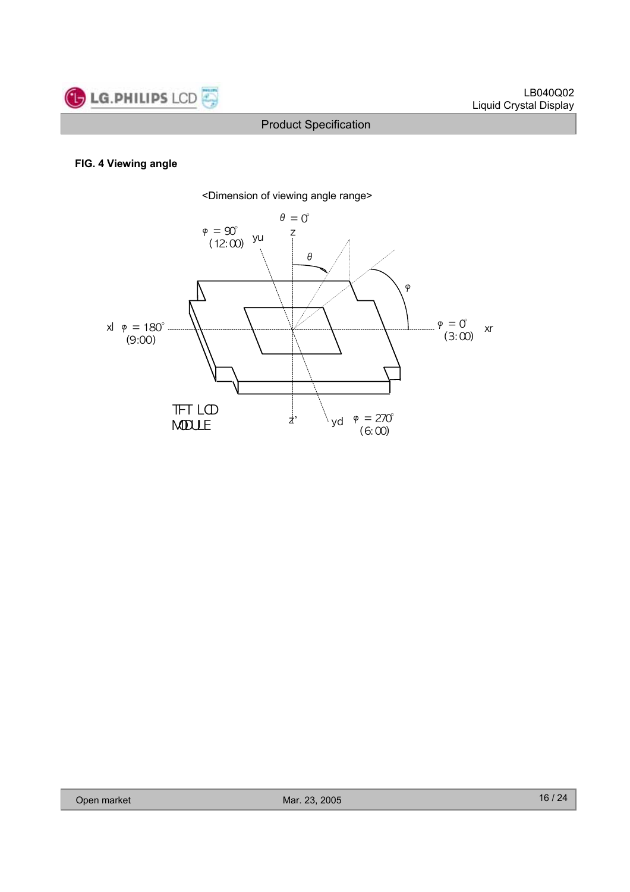**FIG. 4 Viewing angle**

<Dimension of viewing angle range>

$\theta = 0°$

z

$\varphi = 90°$ (12:00) yu

$\theta$

$\varphi$

xl $\varphi = 180°$ (9:00)

$\varphi = 0°$ (3:00) xr

TFT LCD MODULE

z'

yd $\varphi = 270°$ (6:00)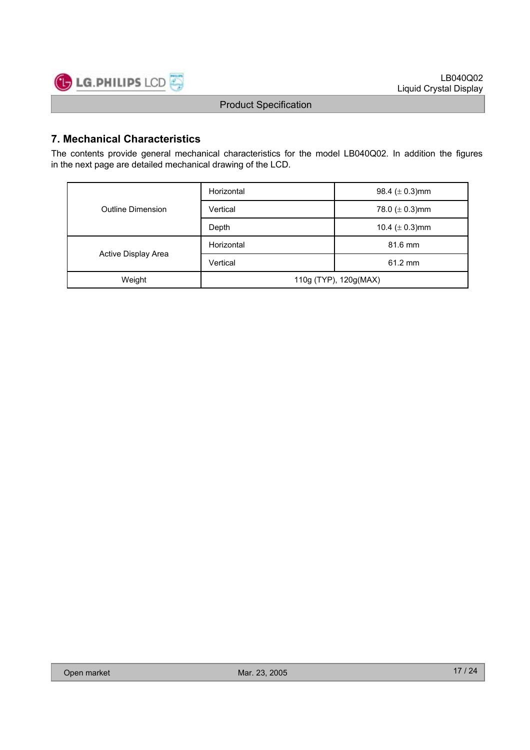## 7. Mechanical Characteristics

The contents provide general mechanical characteristics for the model LB040Q02. In addition the figures in the next page are detailed mechanical drawing of the LCD.

| | | |
|---|---|---|
| Outline Dimension | Horizontal | 98.4 (± 0.3)mm |
| | Vertical | 78.0 (± 0.3)mm |
| | Depth | 10.4 (± 0.3)mm |
| Active Display Area | Horizontal | 81.6 mm |
| | Vertical | 61.2 mm |
| Weight | 110g (TYP), 120g(MAX) | |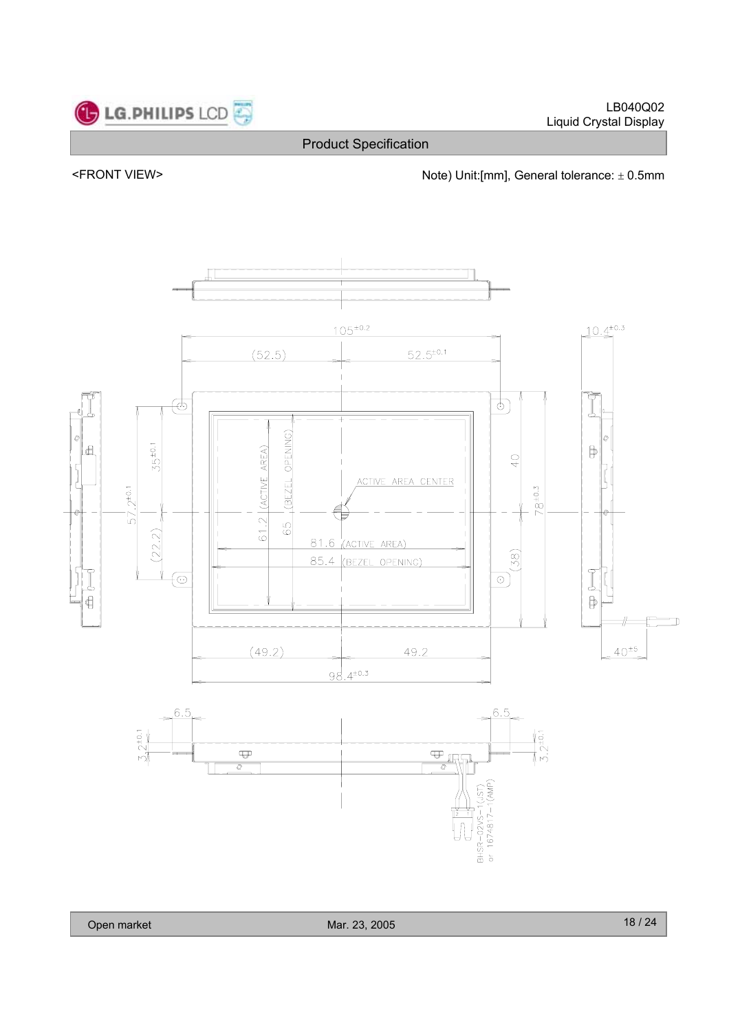<FRONT VIEW>

Note) Unit:[mm], General tolerance: ± 0.5mm

105$^{\pm0.2}$

(52.5)

52.5$^{\pm0.1}$

10.4$^{\pm0.3}$

35$^{\pm0.1}$

57.2$^{\pm0.1}$

(22.2)

61.2 (ACTIVE AREA)

65 (BEZEL OPENING)

ACTIVE AREA CENTER

81.6 (ACTIVE AREA)

85.4 (BEZEL OPENING)

40

78$^{\pm0.3}$

(38)

(49.2)

49.2

98.4$^{\pm0.3}$

40$^{\pm5}$

6.5

6.5

3.2$^{\pm0.1}$

3.2$^{\pm0.1}$

BHSR-02VS-1(JST) or 1674817-1(AMP)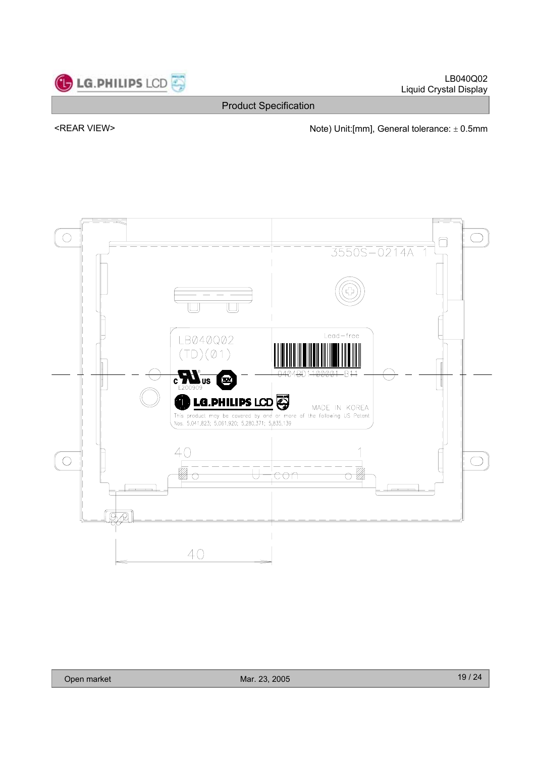<REAR VIEW>

Note) Unit:[mm], General tolerance: ± 0.5mm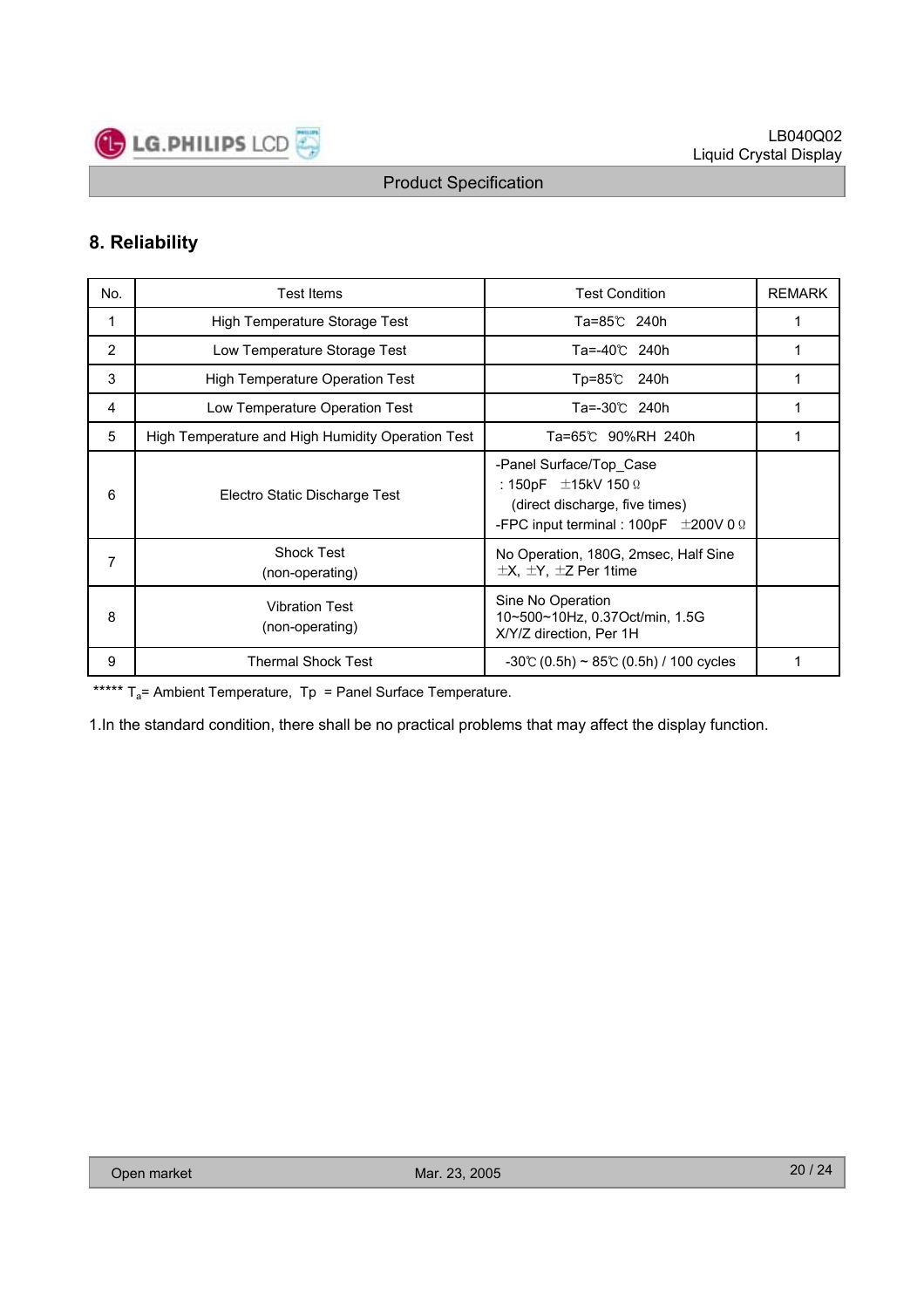## 8. Reliability

| No. | Test Items | Test Condition | REMARK |
|---|---|---|---|
| 1 | High Temperature Storage Test | Ta=85℃ 240h | 1 |
| 2 | Low Temperature Storage Test | Ta=-40℃ 240h | 1 |
| 3 | High Temperature Operation Test | Tp=85℃ 240h | 1 |
| 4 | Low Temperature Operation Test | Ta=-30℃ 240h | 1 |
| 5 | High Temperature and High Humidity Operation Test | Ta=65℃ 90%RH 240h | 1 |
| 6 | Electro Static Discharge Test | -Panel Surface/Top_Case<br>: 150pF ±15kV 150Ω<br>(direct discharge, five times)<br>-FPC input terminal : 100pF ±200V 0Ω | |
| 7 | Shock Test<br>(non-operating) | No Operation, 180G, 2msec, Half Sine<br>±X, ±Y, ±Z Per 1time | |
| 8 | Vibration Test<br>(non-operating) | Sine No Operation<br>10~500~10Hz, 0.37Oct/min, 1.5G<br>X/Y/Z direction, Per 1H | |
| 9 | Thermal Shock Test | -30℃ (0.5h) ~ 85℃ (0.5h) / 100 cycles | 1 |

***** $T_a$= Ambient Temperature, Tp = Panel Surface Temperature.

1.In the standard condition, there shall be no practical problems that may affect the display function.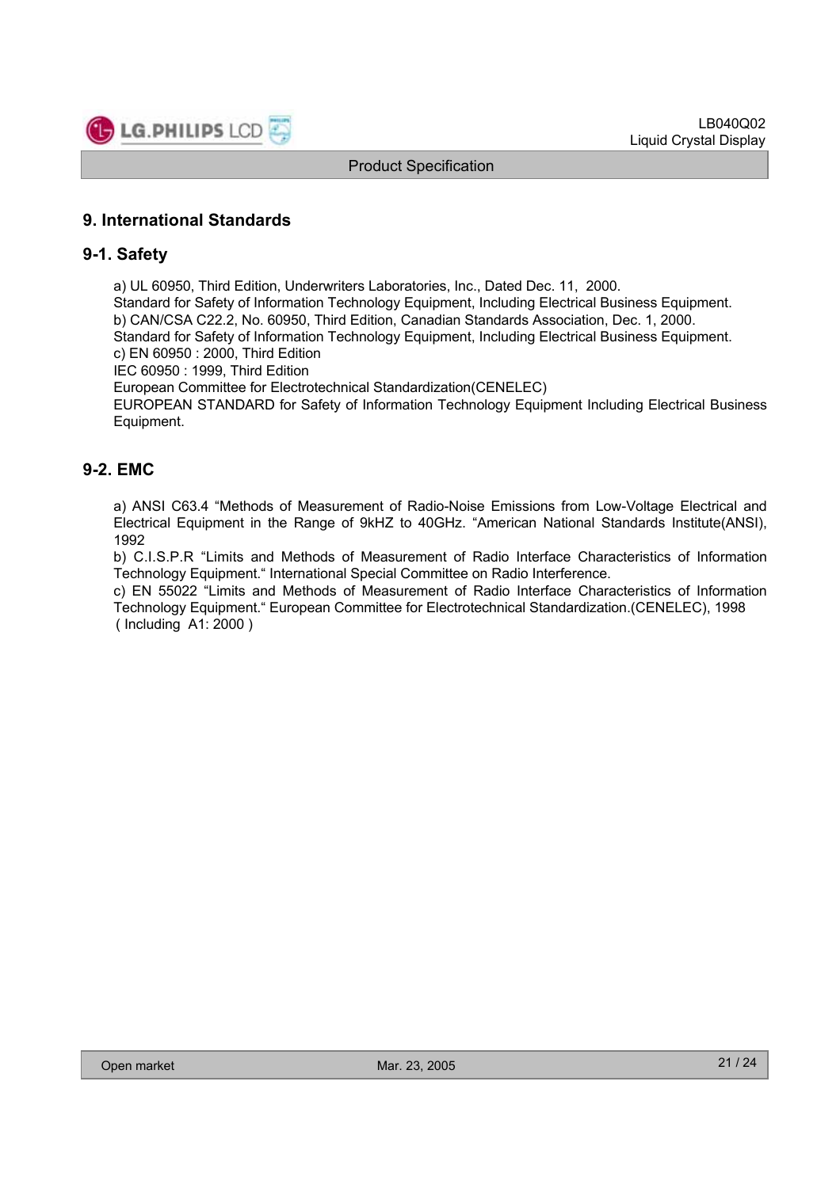# 9. International Standards

## 9-1. Safety

a) UL 60950, Third Edition, Underwriters Laboratories, Inc., Dated Dec. 11, 2000.
Standard for Safety of Information Technology Equipment, Including Electrical Business Equipment.
b) CAN/CSA C22.2, No. 60950, Third Edition, Canadian Standards Association, Dec. 1, 2000.
Standard for Safety of Information Technology Equipment, Including Electrical Business Equipment.
c) EN 60950 : 2000, Third Edition
IEC 60950 : 1999, Third Edition
European Committee for Electrotechnical Standardization(CENELEC)
EUROPEAN STANDARD for Safety of Information Technology Equipment Including Electrical Business Equipment.

## 9-2. EMC

a) ANSI C63.4 "Methods of Measurement of Radio-Noise Emissions from Low-Voltage Electrical and Electrical Equipment in the Range of 9kHZ to 40GHz. "American National Standards Institute(ANSI), 1992
b) C.I.S.P.R "Limits and Methods of Measurement of Radio Interface Characteristics of Information Technology Equipment." International Special Committee on Radio Interference.
c) EN 55022 "Limits and Methods of Measurement of Radio Interface Characteristics of Information Technology Equipment." European Committee for Electrotechnical Standardization.(CENELEC), 1998 ( Including A1: 2000 )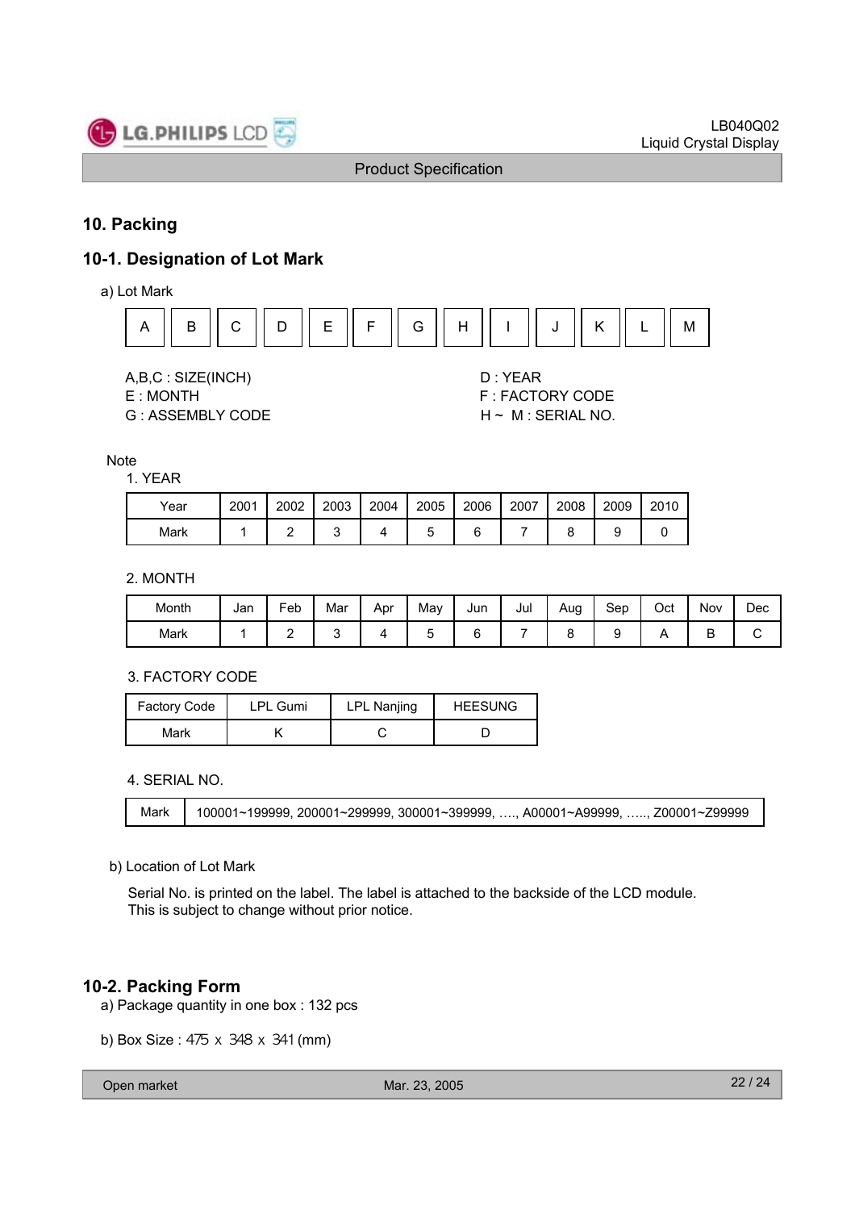## 10. Packing

### 10-1. Designation of Lot Mark

a) Lot Mark

| A | B | C | D | E | F | G | H | I | J | K | L | M |
|---|---|---|---|---|---|---|---|---|---|---|---|---|

A,B,C : SIZE(INCH)
D : YEAR
E : MONTH
F : FACTORY CODE
G : ASSEMBLY CODE
H ~ M : SERIAL NO.

Note

1. YEAR

| Year | 2001 | 2002 | 2003 | 2004 | 2005 | 2006 | 2007 | 2008 | 2009 | 2010 |
|---|---|---|---|---|---|---|---|---|---|---|
| Mark | 1 | 2 | 3 | 4 | 5 | 6 | 7 | 8 | 9 | 0 |

2. MONTH

| Month | Jan | Feb | Mar | Apr | May | Jun | Jul | Aug | Sep | Oct | Nov | Dec |
|---|---|---|---|---|---|---|---|---|---|---|---|---|
| Mark | 1 | 2 | 3 | 4 | 5 | 6 | 7 | 8 | 9 | A | B | C |

3. FACTORY CODE

| Factory Code | LPL Gumi | LPL Nanjing | HEESUNG |
|---|---|---|---|
| Mark | K | C | D |

4. SERIAL NO.

| Mark | 100001~199999, 200001~299999, 300001~399999, …., A00001~A99999, ….., Z00001~Z99999 |
|---|---|

b) Location of Lot Mark

Serial No. is printed on the label. The label is attached to the backside of the LCD module.
This is subject to change without prior notice.

### 10-2. Packing Form

a) Package quantity in one box : 132 pcs

b) Box Size : 475 x 348 x 341 (mm)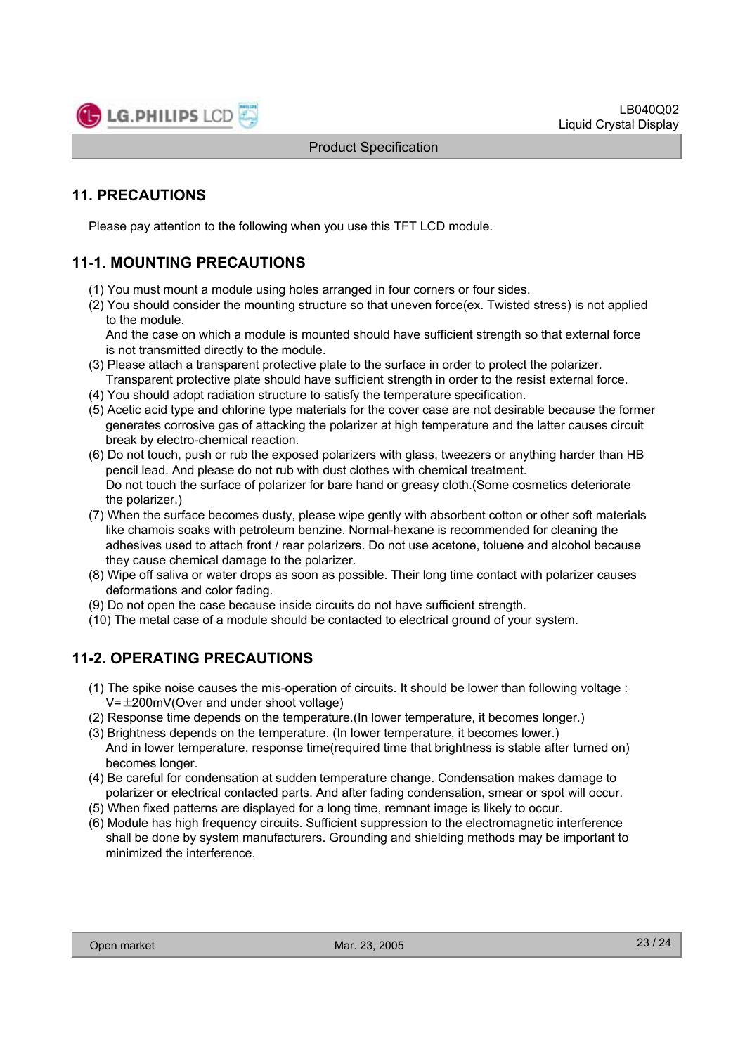## 11. PRECAUTIONS

Please pay attention to the following when you use this TFT LCD module.

### 11-1. MOUNTING PRECAUTIONS

(1) You must mount a module using holes arranged in four corners or four sides.
(2) You should consider the mounting structure so that uneven force(ex. Twisted stress) is not applied to the module.
And the case on which a module is mounted should have sufficient strength so that external force is not transmitted directly to the module.
(3) Please attach a transparent protective plate to the surface in order to protect the polarizer.
Transparent protective plate should have sufficient strength in order to the resist external force.
(4) You should adopt radiation structure to satisfy the temperature specification.
(5) Acetic acid type and chlorine type materials for the cover case are not desirable because the former generates corrosive gas of attacking the polarizer at high temperature and the latter causes circuit break by electro-chemical reaction.
(6) Do not touch, push or rub the exposed polarizers with glass, tweezers or anything harder than HB pencil lead. And please do not rub with dust clothes with chemical treatment.
Do not touch the surface of polarizer for bare hand or greasy cloth.(Some cosmetics deteriorate the polarizer.)
(7) When the surface becomes dusty, please wipe gently with absorbent cotton or other soft materials like chamois soaks with petroleum benzine. Normal-hexane is recommended for cleaning the adhesives used to attach front / rear polarizers. Do not use acetone, toluene and alcohol because they cause chemical damage to the polarizer.
(8) Wipe off saliva or water drops as soon as possible. Their long time contact with polarizer causes deformations and color fading.
(9) Do not open the case because inside circuits do not have sufficient strength.
(10) The metal case of a module should be contacted to electrical ground of your system.

### 11-2. OPERATING PRECAUTIONS

(1) The spike noise causes the mis-operation of circuits. It should be lower than following voltage :
V=±200mV(Over and under shoot voltage)
(2) Response time depends on the temperature.(In lower temperature, it becomes longer.)
(3) Brightness depends on the temperature. (In lower temperature, it becomes lower.)
And in lower temperature, response time(required time that brightness is stable after turned on) becomes longer.
(4) Be careful for condensation at sudden temperature change. Condensation makes damage to polarizer or electrical contacted parts. And after fading condensation, smear or spot will occur.
(5) When fixed patterns are displayed for a long time, remnant image is likely to occur.
(6) Module has high frequency circuits. Sufficient suppression to the electromagnetic interference shall be done by system manufacturers. Grounding and shielding methods may be important to minimized the interference.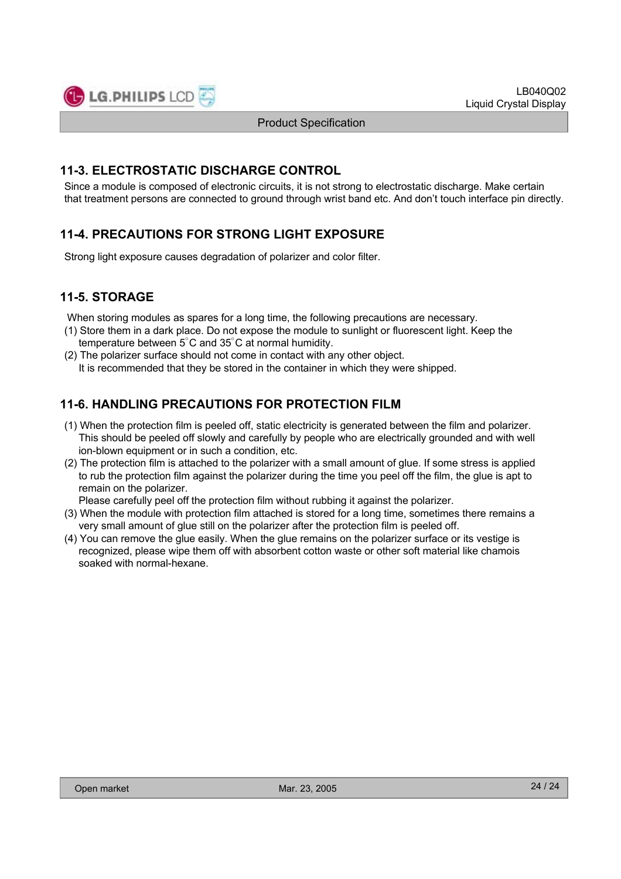## 11-3. ELECTROSTATIC DISCHARGE CONTROL

Since a module is composed of electronic circuits, it is not strong to electrostatic discharge. Make certain that treatment persons are connected to ground through wrist band etc. And don't touch interface pin directly.

## 11-4. PRECAUTIONS FOR STRONG LIGHT EXPOSURE

Strong light exposure causes degradation of polarizer and color filter.

## 11-5. STORAGE

When storing modules as spares for a long time, the following precautions are necessary.

(1) Store them in a dark place. Do not expose the module to sunlight or fluorescent light. Keep the temperature between 5°C and 35°C at normal humidity.

(2) The polarizer surface should not come in contact with any other object.
It is recommended that they be stored in the container in which they were shipped.

## 11-6. HANDLING PRECAUTIONS FOR PROTECTION FILM

(1) When the protection film is peeled off, static electricity is generated between the film and polarizer. This should be peeled off slowly and carefully by people who are electrically grounded and with well ion-blown equipment or in such a condition, etc.

(2) The protection film is attached to the polarizer with a small amount of glue. If some stress is applied to rub the protection film against the polarizer during the time you peel off the film, the glue is apt to remain on the polarizer.
Please carefully peel off the protection film without rubbing it against the polarizer.

(3) When the module with protection film attached is stored for a long time, sometimes there remains a very small amount of glue still on the polarizer after the protection film is peeled off.

(4) You can remove the glue easily. When the glue remains on the polarizer surface or its vestige is recognized, please wipe them off with absorbent cotton waste or other soft material like chamois soaked with normal-hexane.